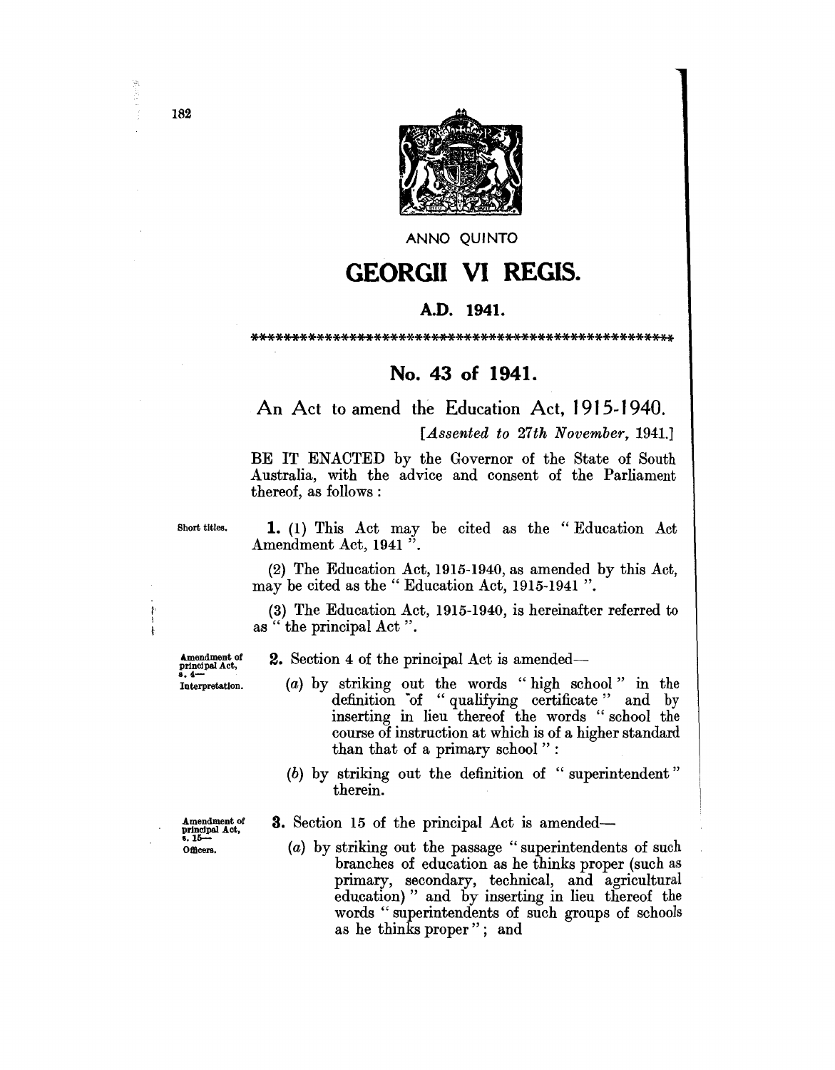ANNO QUINTO

# GEORGII VI REGIS.

**A.D. 1941.**

## No. 43 of 1941.

An Act to amend the Education Act, 1915-1940.

*[Assented to 27th November, 1941.]*

BE IT ENACTED by the Governor of the State of South Australia, with the advice and consent of the Parliament thereof, as follows :

Short titles.

**1.** (1) This Act may be cited as the " Education Act Amendment Act, 1941 ".

(2) The Education Act, 1915-1940, as amended by this Act, may be cited as the " Education Act, 1915-1941 ".

(3) The Education Act, 1915-1940, is hereinafter referred to as " the principal Act ".

Amendment of principal Act, s. 4—Interpretation.

**2.** Section 4 of the principal Act is amended—

(*a*) by striking out the words " high school " in the definition of " qualifying certificate " and by inserting in lieu thereof the words " school the course of instruction at which is of a higher standard than that of a primary school " :

(*b*) by striking out the definition of " superintendent " therein.

Amendment of principal Act, s. 15—Officers.

**3.** Section 15 of the principal Act is amended—

(*a*) by striking out the passage " superintendents of such branches of education as he thinks proper (such as primary, secondary, technical, and agricultural education) " and by inserting in lieu thereof the words " superintendents of such groups of schools as he thinks proper " ; and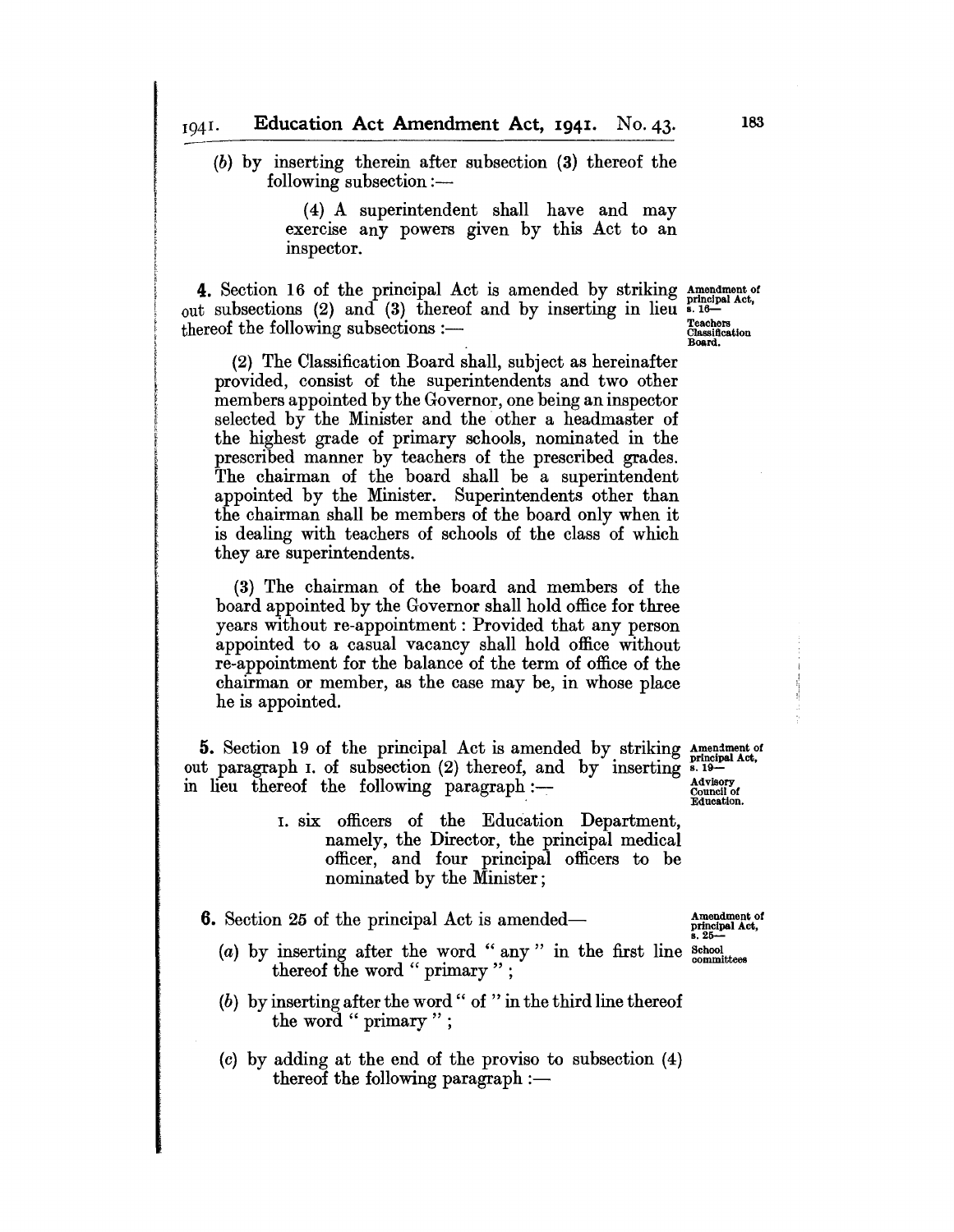(b) by inserting therein after subsection (3) thereof the following subsection:—

> (4) A superintendent shall have and may exercise any powers given by this Act to an inspector.

**4.** Section 16 of the principal Act is amended by striking out subsections (2) and (3) thereof and by inserting in lieu thereof the following subsections:—

*Amendment of principal Act, s. 16—Teachers Classification Board.*

> (2) The Classification Board shall, subject as hereinafter provided, consist of the superintendents and two other members appointed by the Governor, one being an inspector selected by the Minister and the other a headmaster of the highest grade of primary schools, nominated in the prescribed manner by teachers of the prescribed grades. The chairman of the board shall be a superintendent appointed by the Minister. Superintendents other than the chairman shall be members of the board only when it is dealing with teachers of schools of the class of which they are superintendents.
>
> (3) The chairman of the board and members of the board appointed by the Governor shall hold office for three years without re-appointment: Provided that any person appointed to a casual vacancy shall hold office without re-appointment for the balance of the term of office of the chairman or member, as the case may be, in whose place he is appointed.

**5.** Section 19 of the principal Act is amended by striking out paragraph I. of subsection (2) thereof, and by inserting in lieu thereof the following paragraph:—

*Amendment of principal Act, s. 19—Advisory Council of Education.*

> I. six officers of the Education Department, namely, the Director, the principal medical officer, and four principal officers to be nominated by the Minister;

**6.** Section 25 of the principal Act is amended—

*Amendment of principal Act, s. 25—School committees*

(a) by inserting after the word "any" in the first line thereof the word "primary";

(b) by inserting after the word "of" in the third line thereof the word "primary";

(c) by adding at the end of the proviso to subsection (4) thereof the following paragraph:—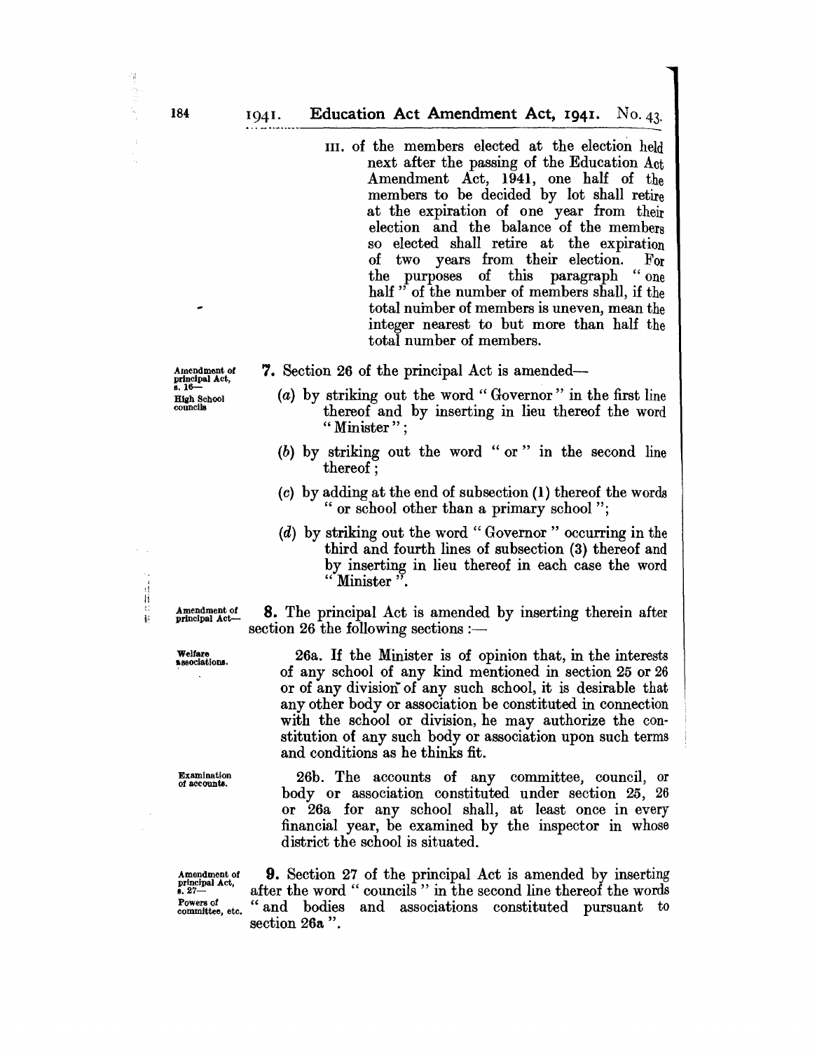III. of the members elected at the election held next after the passing of the Education Act Amendment Act, 1941, one half of the members to be decided by lot shall retire at the expiration of one year from their election and the balance of the members so elected shall retire at the expiration of two years from their election. For the purposes of this paragraph " one half " of the number of members shall, if the total number of members is uneven, mean the integer nearest to but more than half the total number of members.

Amendment of principal Act, s. 16—
High School councils

**7.** Section 26 of the principal Act is amended—

(*a*) by striking out the word " Governor " in the first line thereof and by inserting in lieu thereof the word " Minister ";

(*b*) by striking out the word " or " in the second line thereof;

(*c*) by adding at the end of subsection (1) thereof the words " or school other than a primary school ";

(*d*) by striking out the word " Governor " occurring in the third and fourth lines of subsection (3) thereof and by inserting in lieu thereof in each case the word " Minister ".

Amendment of principal Act—

**8.** The principal Act is amended by inserting therein after section 26 the following sections :—

Welfare associations.

26a. If the Minister is of opinion that, in the interests of any school of any kind mentioned in section 25 or 26 or of any division of any such school, it is desirable that any other body or association be constituted in connection with the school or division, he may authorize the constitution of any such body or association upon such terms and conditions as he thinks fit.

Examination of accounts.

26b. The accounts of any committee, council, or body or association constituted under section 25, 26 or 26a for any school shall, at least once in every financial year, be examined by the inspector in whose district the school is situated.

Amendment of principal Act, s. 27—
Powers of committee, etc.

**9.** Section 27 of the principal Act is amended by inserting after the word " councils " in the second line thereof the words " and bodies and associations constituted pursuant to section 26a ".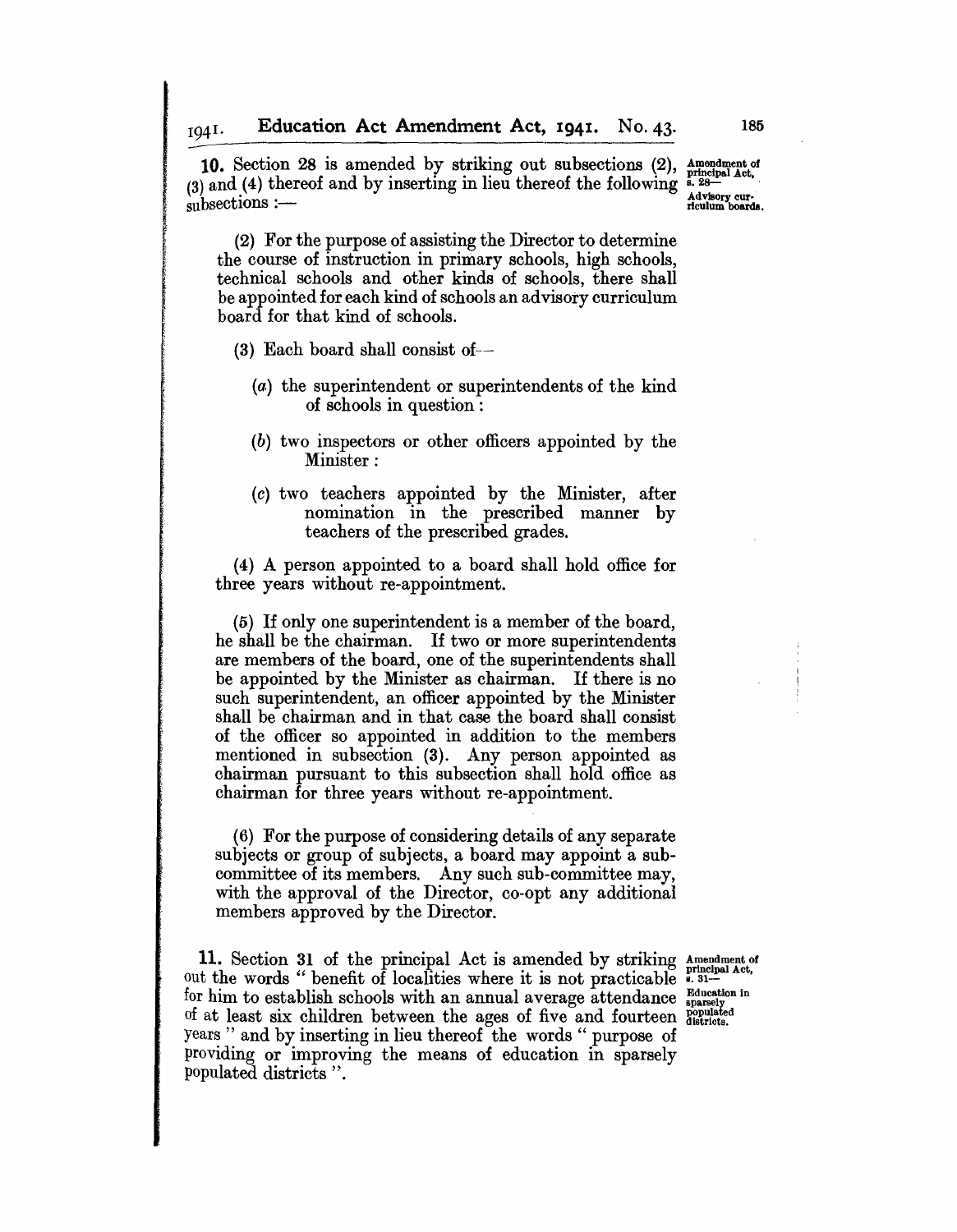**10.** Section 28 is amended by striking out subsections (2), (3) and (4) thereof and by inserting in lieu thereof the following subsections :—

Amendment of principal Act, s. 28— Advisory curriculum boards.

(2) For the purpose of assisting the Director to determine the course of instruction in primary schools, high schools, technical schools and other kinds of schools, there shall be appointed for each kind of schools an advisory curriculum board for that kind of schools.

(3) Each board shall consist of—

(*a*) the superintendent or superintendents of the kind of schools in question :

(*b*) two inspectors or other officers appointed by the Minister :

(*c*) two teachers appointed by the Minister, after nomination in the prescribed manner by teachers of the prescribed grades.

(4) A person appointed to a board shall hold office for three years without re-appointment.

(5) If only one superintendent is a member of the board, he shall be the chairman. If two or more superintendents are members of the board, one of the superintendents shall be appointed by the Minister as chairman. If there is no such superintendent, an officer appointed by the Minister shall be chairman and in that case the board shall consist of the officer so appointed in addition to the members mentioned in subsection (3). Any person appointed as chairman pursuant to this subsection shall hold office as chairman for three years without re-appointment.

(6) For the purpose of considering details of any separate subjects or group of subjects, a board may appoint a sub-committee of its members. Any such sub-committee may, with the approval of the Director, co-opt any additional members approved by the Director.

**11.** Section 31 of the principal Act is amended by striking out the words " benefit of localities where it is not practicable for him to establish schools with an annual average attendance of at least six children between the ages of five and fourteen years " and by inserting in lieu thereof the words " purpose of providing or improving the means of education in sparsely populated districts ".

Amendment of principal Act, s. 31— Education in sparsely populated districts.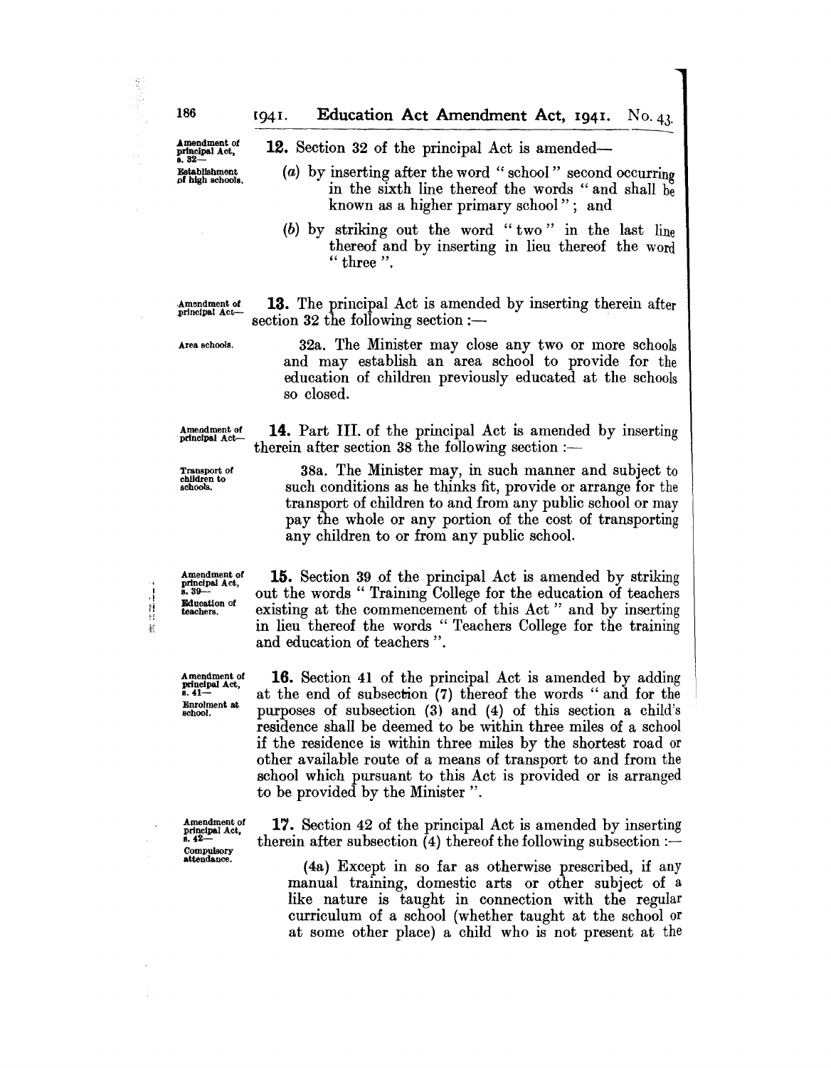**Amendment of principal Act, s. 32—**
**Establishment of high schools.**

**12.** Section 32 of the principal Act is amended—

(*a*) by inserting after the word " school " second occurring in the sixth line thereof the words " and shall be known as a higher primary school " ; and

(*b*) by striking out the word " two " in the last line thereof and by inserting in lieu thereof the word " three ".

**Amendment of principal Act—**
**Area schools.**

**13.** The principal Act is amended by inserting therein after section 32 the following section :—

32a. The Minister may close any two or more schools and may establish an area school to provide for the education of children previously educated at the schools so closed.

**Amendment of principal Act—**
**Transport of children to schools.**

**14.** Part III. of the principal Act is amended by inserting therein after section 38 the following section :—

38a. The Minister may, in such manner and subject to such conditions as he thinks fit, provide or arrange for the transport of children to and from any public school or may pay the whole or any portion of the cost of transporting any children to or from any public school.

**Amendment of principal Act, s. 39—**
**Education of teachers.**

**15.** Section 39 of the principal Act is amended by striking out the words " Training College for the education of teachers existing at the commencement of this Act " and by inserting in lieu thereof the words " Teachers College for the training and education of teachers ".

**Amendment of principal Act, s. 41—**
**Enrolment at school.**

**16.** Section 41 of the principal Act is amended by adding at the end of subsection (7) thereof the words " and for the purposes of subsection (3) and (4) of this section a child's residence shall be deemed to be within three miles of a school if the residence is within three miles by the shortest road or other available route of a means of transport to and from the school which pursuant to this Act is provided or is arranged to be provided by the Minister ".

**Amendment of principal Act, s. 42—**
**Compulsory attendance.**

**17.** Section 42 of the principal Act is amended by inserting therein after subsection (4) thereof the following subsection :—

(4a) Except in so far as otherwise prescribed, if any manual training, domestic arts or other subject of a like nature is taught in connection with the regular curriculum of a school (whether taught at the school or at some other place) a child who is not present at the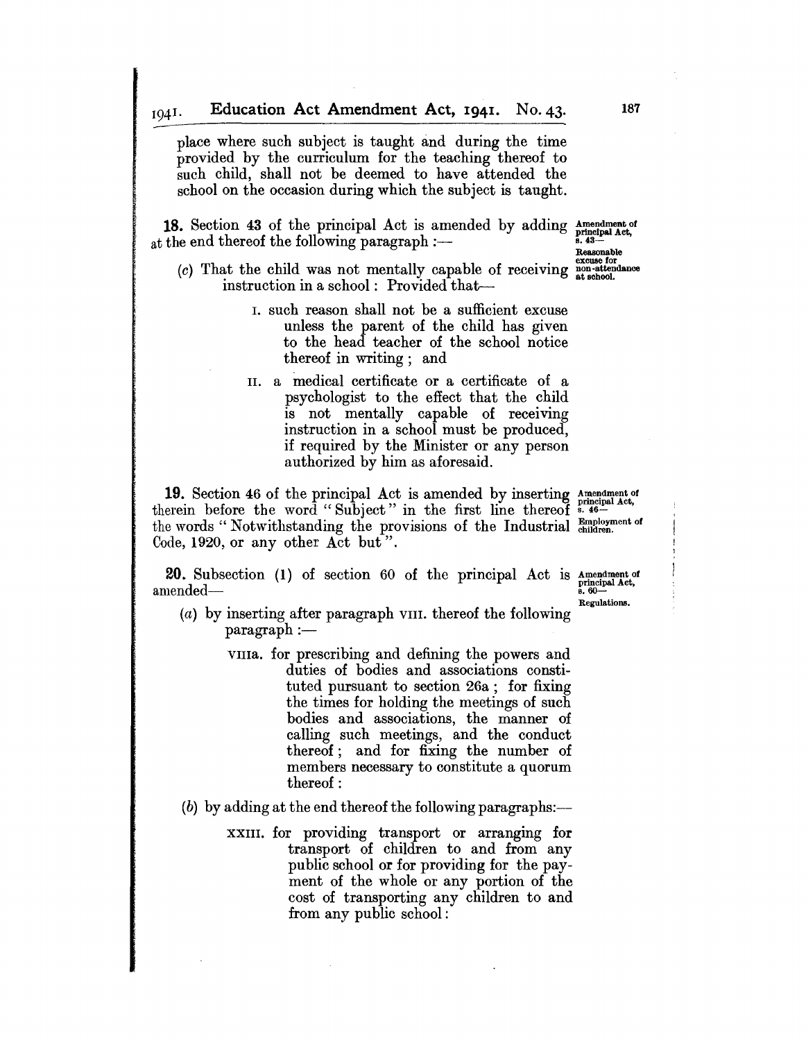place where such subject is taught and during the time provided by the curriculum for the teaching thereof to such child, shall not be deemed to have attended the school on the occasion during which the subject is taught.

**18.** Section 43 of the principal Act is amended by adding at the end thereof the following paragraph :—

*Amendment of principal Act, s. 43— Reasonable excuse for non-attendance at school.*

(c) That the child was not mentally capable of receiving instruction in a school : Provided that—

I. such reason shall not be a sufficient excuse unless the parent of the child has given to the head teacher of the school notice thereof in writing ; and

II. a medical certificate or a certificate of a psychologist to the effect that the child is not mentally capable of receiving instruction in a school must be produced, if required by the Minister or any person authorized by him as aforesaid.

**19.** Section 46 of the principal Act is amended by inserting therein before the word "Subject" in the first line thereof the words "Notwithstanding the provisions of the Industrial Code, 1920, or any other Act but".

*Amendment of principal Act, s. 46— Employment of children.*

**20.** Subsection (1) of section 60 of the principal Act is amended—

*Amendment of principal Act, s. 60— Regulations.*

(a) by inserting after paragraph VIII. thereof the following paragraph :—

VIIIa. for prescribing and defining the powers and duties of bodies and associations constituted pursuant to section 26a ; for fixing the times for holding the meetings of such bodies and associations, the manner of calling such meetings, and the conduct thereof ; and for fixing the number of members necessary to constitute a quorum thereof :

(b) by adding at the end thereof the following paragraphs:—

XXIII. for providing transport or arranging for transport of children to and from any public school or for providing for the payment of the whole or any portion of the cost of transporting any children to and from any public school :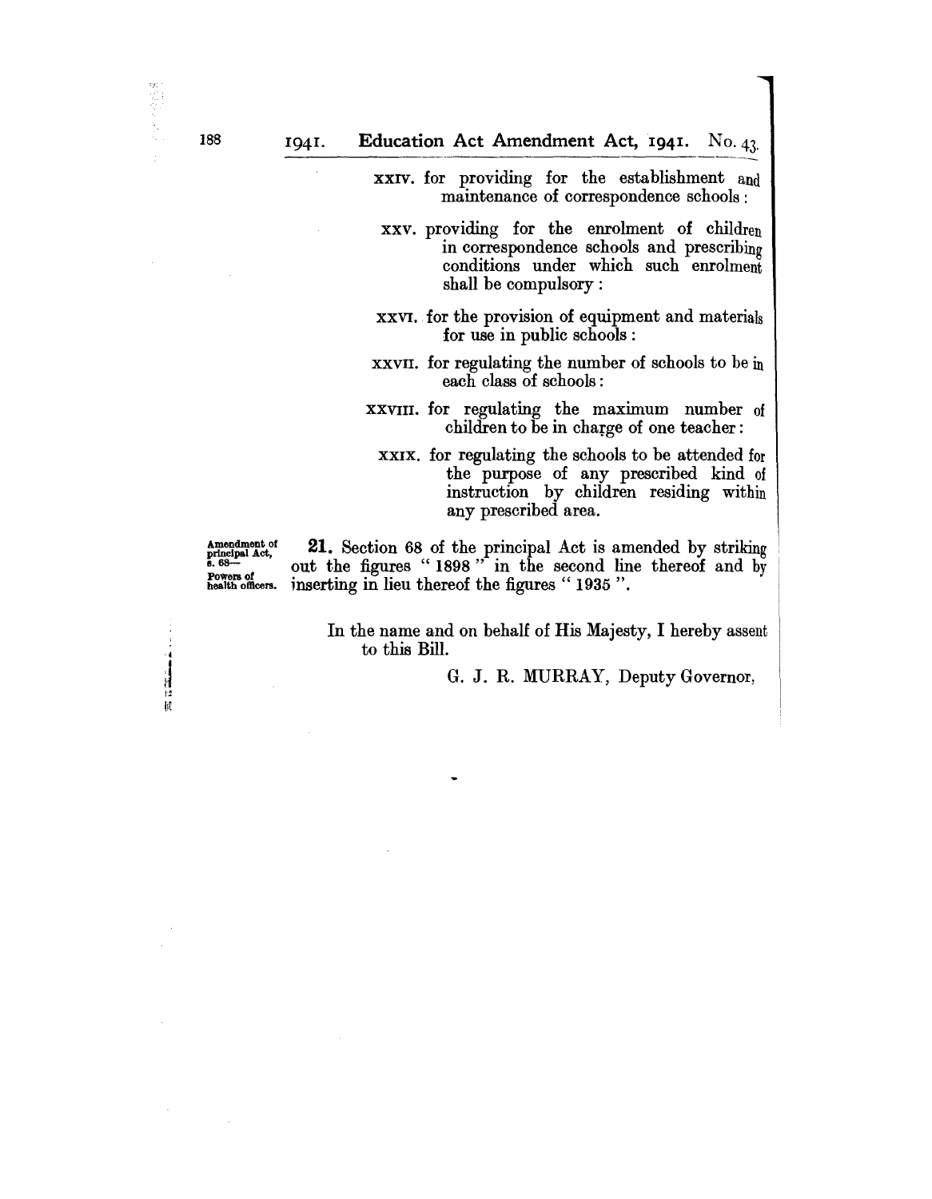xxiv. for providing for the establishment and maintenance of correspondence schools:

xxv. providing for the enrolment of children in correspondence schools and prescribing conditions under which such enrolment shall be compulsory:

xxvi. for the provision of equipment and materials for use in public schools:

xxvii. for regulating the number of schools to be in each class of schools:

xxviii. for regulating the maximum number of children to be in charge of one teacher:

xxix. for regulating the schools to be attended for the purpose of any prescribed kind of instruction by children residing within any prescribed area.

Amendment of principal Act, s. 68—
Powers of health officers.

**21.** Section 68 of the principal Act is amended by striking out the figures "1898" in the second line thereof and by inserting in lieu thereof the figures "1935".

In the name and on behalf of His Majesty, I hereby assent to this Bill.

G. J. R. MURRAY, Deputy Governor.